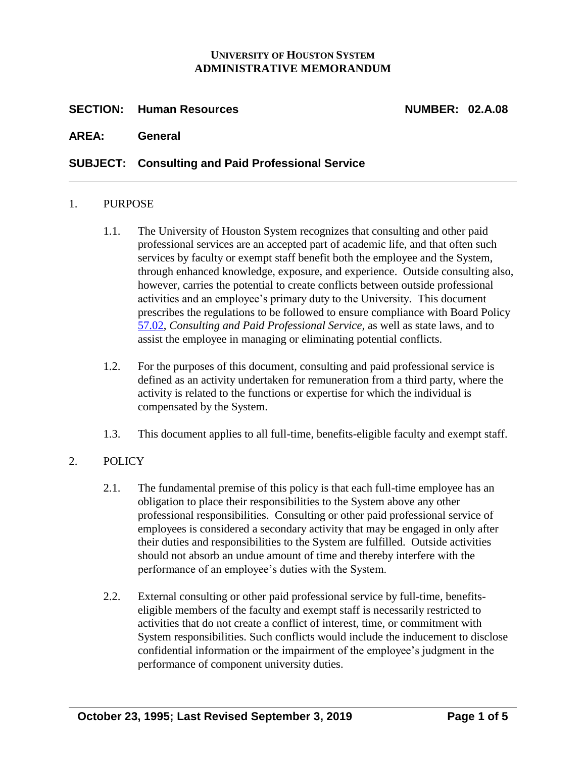**UNIVERSITY OF HOUSTON SYSTEM**
**ADMINISTRATIVE MEMORANDUM**

**SECTION:** **Human Resources** **NUMBER:** **02.A.08**

**AREA:** **General**

**SUBJECT:** **Consulting and Paid Professional Service**

---

1. PURPOSE

   1.1. The University of Houston System recognizes that consulting and other paid professional services are an accepted part of academic life, and that often such services by faculty or exempt staff benefit both the employee and the System, through enhanced knowledge, exposure, and experience. Outside consulting also, however, carries the potential to create conflicts between outside professional activities and an employee's primary duty to the University. This document prescribes the regulations to be followed to ensure compliance with Board Policy 57.02, *Consulting and Paid Professional Service,* as well as state laws, and to assist the employee in managing or eliminating potential conflicts.

   1.2. For the purposes of this document, consulting and paid professional service is defined as an activity undertaken for remuneration from a third party, where the activity is related to the functions or expertise for which the individual is compensated by the System.

   1.3. This document applies to all full-time, benefits-eligible faculty and exempt staff.

2. POLICY

   2.1. The fundamental premise of this policy is that each full-time employee has an obligation to place their responsibilities to the System above any other professional responsibilities. Consulting or other paid professional service of employees is considered a secondary activity that may be engaged in only after their duties and responsibilities to the System are fulfilled. Outside activities should not absorb an undue amount of time and thereby interfere with the performance of an employee's duties with the System.

   2.2. External consulting or other paid professional service by full-time, benefits-eligible members of the faculty and exempt staff is necessarily restricted to activities that do not create a conflict of interest, time, or commitment with System responsibilities. Such conflicts would include the inducement to disclose confidential information or the impairment of the employee's judgment in the performance of component university duties.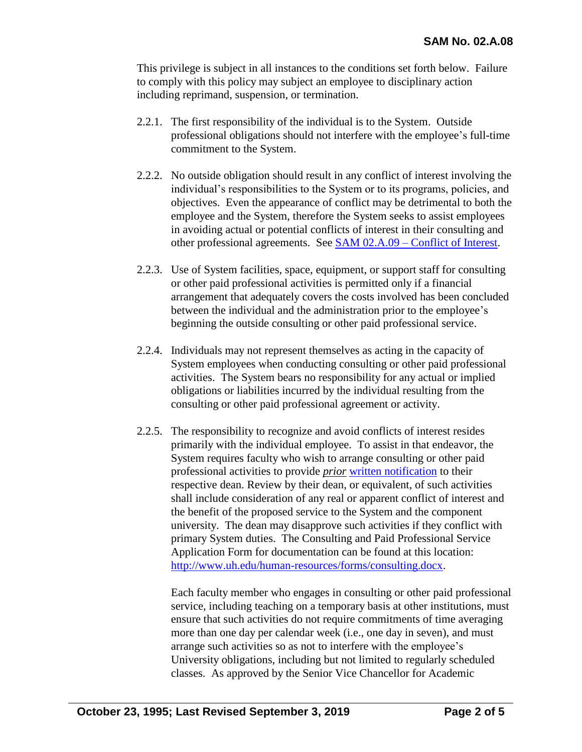This privilege is subject in all instances to the conditions set forth below. Failure to comply with this policy may subject an employee to disciplinary action including reprimand, suspension, or termination.

2.2.1. The first responsibility of the individual is to the System. Outside professional obligations should not interfere with the employee's full-time commitment to the System.

2.2.2. No outside obligation should result in any conflict of interest involving the individual's responsibilities to the System or to its programs, policies, and objectives. Even the appearance of conflict may be detrimental to both the employee and the System, therefore the System seeks to assist employees in avoiding actual or potential conflicts of interest in their consulting and other professional agreements. See [SAM 02.A.09 – Conflict of Interest](#).

2.2.3. Use of System facilities, space, equipment, or support staff for consulting or other paid professional activities is permitted only if a financial arrangement that adequately covers the costs involved has been concluded between the individual and the administration prior to the employee's beginning the outside consulting or other paid professional service.

2.2.4. Individuals may not represent themselves as acting in the capacity of System employees when conducting consulting or other paid professional activities. The System bears no responsibility for any actual or implied obligations or liabilities incurred by the individual resulting from the consulting or other paid professional agreement or activity.

2.2.5. The responsibility to recognize and avoid conflicts of interest resides primarily with the individual employee. To assist in that endeavor, the System requires faculty who wish to arrange consulting or other paid professional activities to provide ***prior*** [written notification](#) to their respective dean. Review by their dean, or equivalent, of such activities shall include consideration of any real or apparent conflict of interest and the benefit of the proposed service to the System and the component university. The dean may disapprove such activities if they conflict with primary System duties. The Consulting and Paid Professional Service Application Form for documentation can be found at this location: [http://www.uh.edu/human-resources/forms/consulting.docx](http://www.uh.edu/human-resources/forms/consulting.docx).

Each faculty member who engages in consulting or other paid professional service, including teaching on a temporary basis at other institutions, must ensure that such activities do not require commitments of time averaging more than one day per calendar week (i.e., one day in seven), and must arrange such activities so as not to interfere with the employee's University obligations, including but not limited to regularly scheduled classes. As approved by the Senior Vice Chancellor for Academic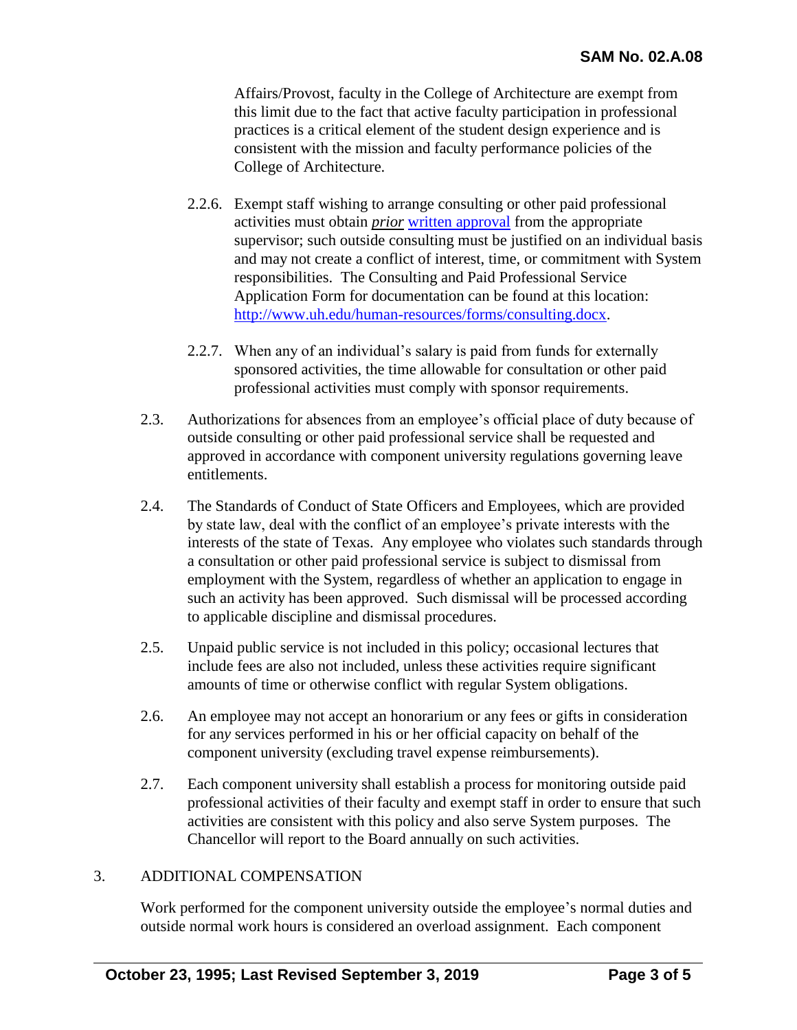Affairs/Provost, faculty in the College of Architecture are exempt from this limit due to the fact that active faculty participation in professional practices is a critical element of the student design experience and is consistent with the mission and faculty performance policies of the College of Architecture.

2.2.6. Exempt staff wishing to arrange consulting or other paid professional activities must obtain ***prior*** [written approval](http://www.uh.edu/human-resources/forms/consulting.docx) from the appropriate supervisor; such outside consulting must be justified on an individual basis and may not create a conflict of interest, time, or commitment with System responsibilities. The Consulting and Paid Professional Service Application Form for documentation can be found at this location: [http://www.uh.edu/human-resources/forms/consulting.docx](http://www.uh.edu/human-resources/forms/consulting.docx).

2.2.7. When any of an individual's salary is paid from funds for externally sponsored activities, the time allowable for consultation or other paid professional activities must comply with sponsor requirements.

2.3. Authorizations for absences from an employee's official place of duty because of outside consulting or other paid professional service shall be requested and approved in accordance with component university regulations governing leave entitlements.

2.4. The Standards of Conduct of State Officers and Employees, which are provided by state law, deal with the conflict of an employee's private interests with the interests of the state of Texas. Any employee who violates such standards through a consultation or other paid professional service is subject to dismissal from employment with the System, regardless of whether an application to engage in such an activity has been approved. Such dismissal will be processed according to applicable discipline and dismissal procedures.

2.5. Unpaid public service is not included in this policy; occasional lectures that include fees are also not included, unless these activities require significant amounts of time or otherwise conflict with regular System obligations.

2.6. An employee may not accept an honorarium or any fees or gifts in consideration for any services performed in his or her official capacity on behalf of the component university (excluding travel expense reimbursements).

2.7. Each component university shall establish a process for monitoring outside paid professional activities of their faculty and exempt staff in order to ensure that such activities are consistent with this policy and also serve System purposes. The Chancellor will report to the Board annually on such activities.

## 3. ADDITIONAL COMPENSATION

Work performed for the component university outside the employee's normal duties and outside normal work hours is considered an overload assignment. Each component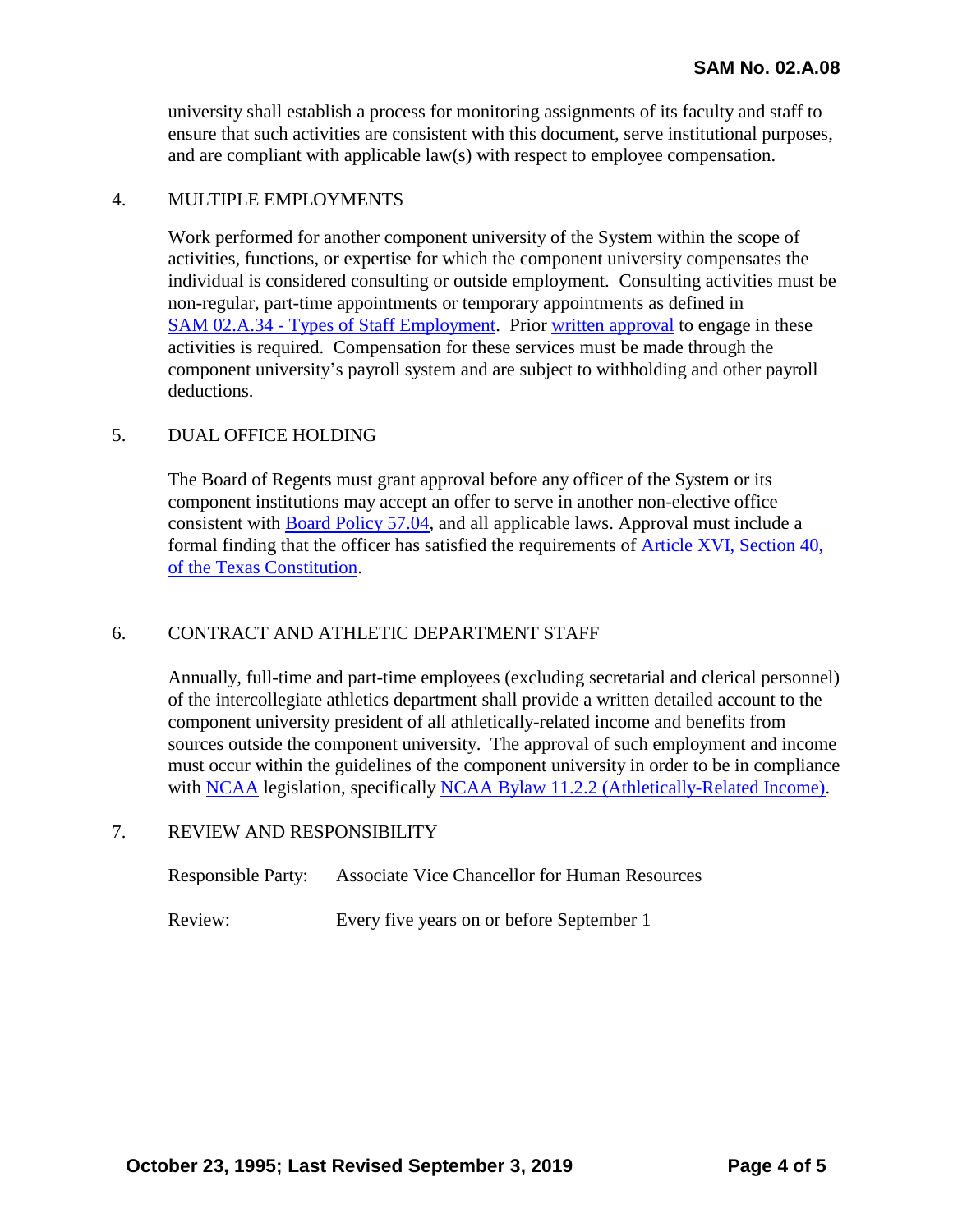university shall establish a process for monitoring assignments of its faculty and staff to ensure that such activities are consistent with this document, serve institutional purposes, and are compliant with applicable law(s) with respect to employee compensation.

## 4. MULTIPLE EMPLOYMENTS

Work performed for another component university of the System within the scope of activities, functions, or expertise for which the component university compensates the individual is considered consulting or outside employment. Consulting activities must be non-regular, part-time appointments or temporary appointments as defined in [SAM 02.A.34 - Types of Staff Employment](). Prior [written approval]() to engage in these activities is required. Compensation for these services must be made through the component university's payroll system and are subject to withholding and other payroll deductions.

## 5. DUAL OFFICE HOLDING

The Board of Regents must grant approval before any officer of the System or its component institutions may accept an offer to serve in another non-elective office consistent with [Board Policy 57.04](), and all applicable laws. Approval must include a formal finding that the officer has satisfied the requirements of [Article XVI, Section 40, of the Texas Constitution]().

## 6. CONTRACT AND ATHLETIC DEPARTMENT STAFF

Annually, full-time and part-time employees (excluding secretarial and clerical personnel) of the intercollegiate athletics department shall provide a written detailed account to the component university president of all athletically-related income and benefits from sources outside the component university. The approval of such employment and income must occur within the guidelines of the component university in order to be in compliance with [NCAA]() legislation, specifically [NCAA Bylaw 11.2.2 (Athletically-Related Income)]().

## 7. REVIEW AND RESPONSIBILITY

Responsible Party: Associate Vice Chancellor for Human Resources

Review: Every five years on or before September 1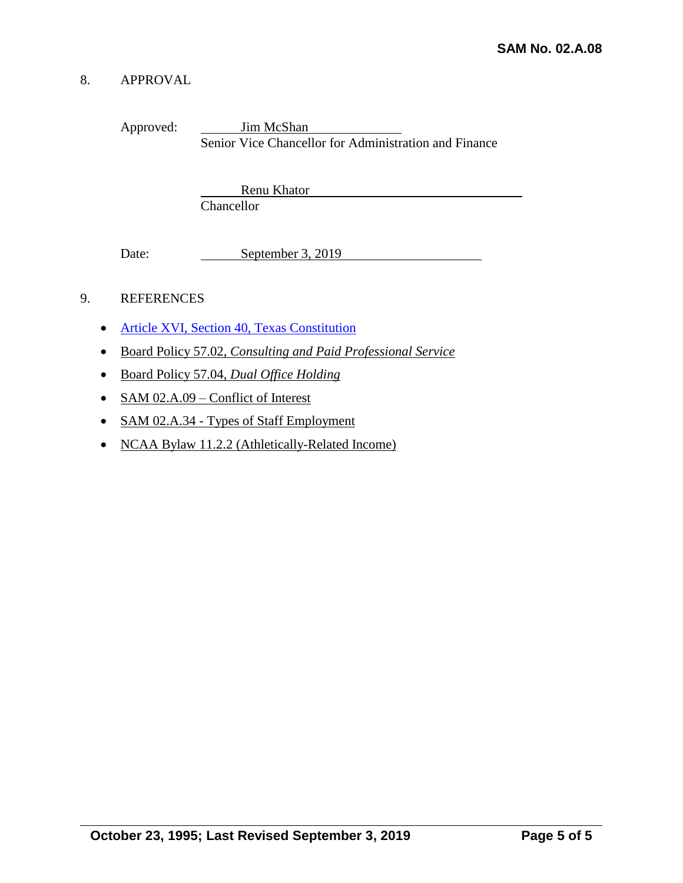8. APPROVAL

Approved: Jim McShan
Senior Vice Chancellor for Administration and Finance

Renu Khator
Chancellor

Date: September 3, 2019

9. REFERENCES

- Article XVI, Section 40, Texas Constitution
- Board Policy 57.02, *Consulting and Paid Professional Service*
- Board Policy 57.04, *Dual Office Holding*
- SAM 02.A.09 – Conflict of Interest
- SAM 02.A.34 - Types of Staff Employment
- NCAA Bylaw 11.2.2 (Athletically-Related Income)